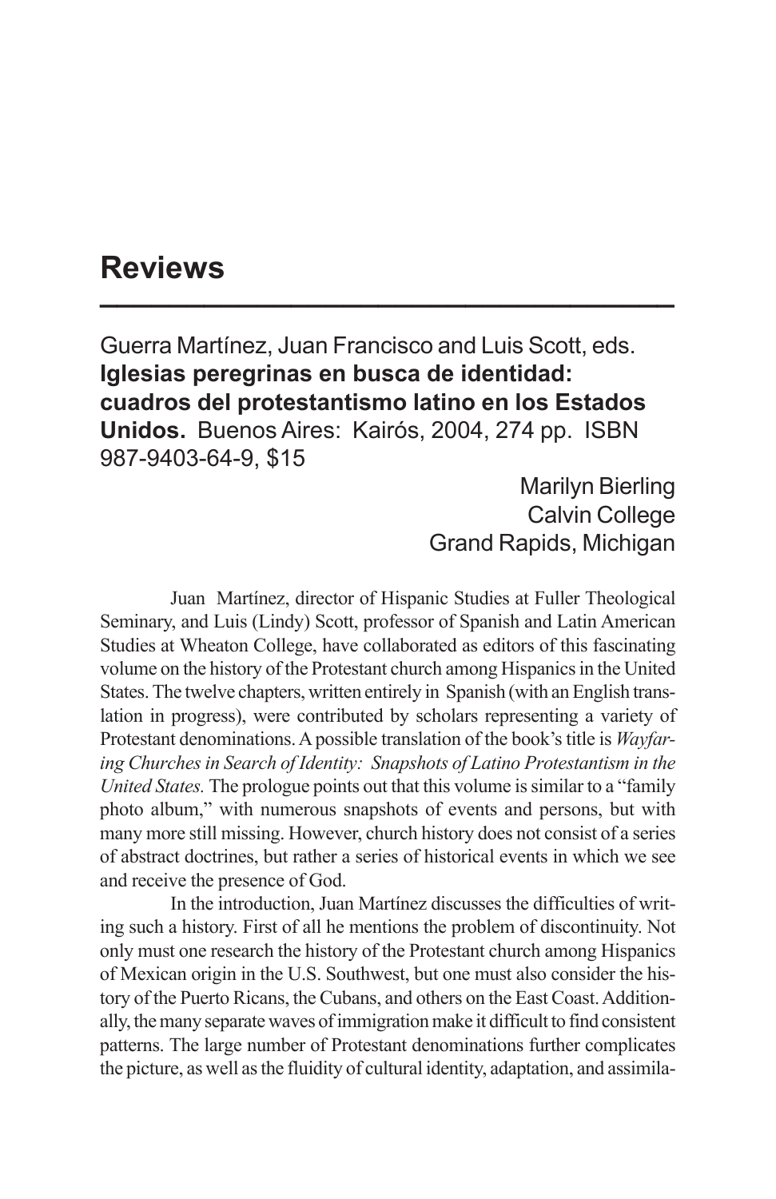# Reviews

Guerra Martínez, Juan Francisco and Luis Scott, eds. **Iglesias peregrinas en busca de identidad: cuadros del protestantismo latino en los Estados Unidos.** Buenos Aires: Kairós, 2004, 274 pp. ISBN 987-9403-64-9, $15

Marilyn Bierling
Calvin College
Grand Rapids, Michigan

Juan Martínez, director of Hispanic Studies at Fuller Theological Seminary, and Luis (Lindy) Scott, professor of Spanish and Latin American Studies at Wheaton College, have collaborated as editors of this fascinating volume on the history of the Protestant church among Hispanics in the United States. The twelve chapters, written entirely in Spanish (with an English translation in progress), were contributed by scholars representing a variety of Protestant denominations. A possible translation of the book's title is *Wayfaring Churches in Search of Identity: Snapshots of Latino Protestantism in the United States.* The prologue points out that this volume is similar to a "family photo album," with numerous snapshots of events and persons, but with many more still missing. However, church history does not consist of a series of abstract doctrines, but rather a series of historical events in which we see and receive the presence of God.

In the introduction, Juan Martínez discusses the difficulties of writing such a history. First of all he mentions the problem of discontinuity. Not only must one research the history of the Protestant church among Hispanics of Mexican origin in the U.S. Southwest, but one must also consider the history of the Puerto Ricans, the Cubans, and others on the East Coast. Additionally, the many separate waves of immigration make it difficult to find consistent patterns. The large number of Protestant denominations further complicates the picture, as well as the fluidity of cultural identity, adaptation, and assimila-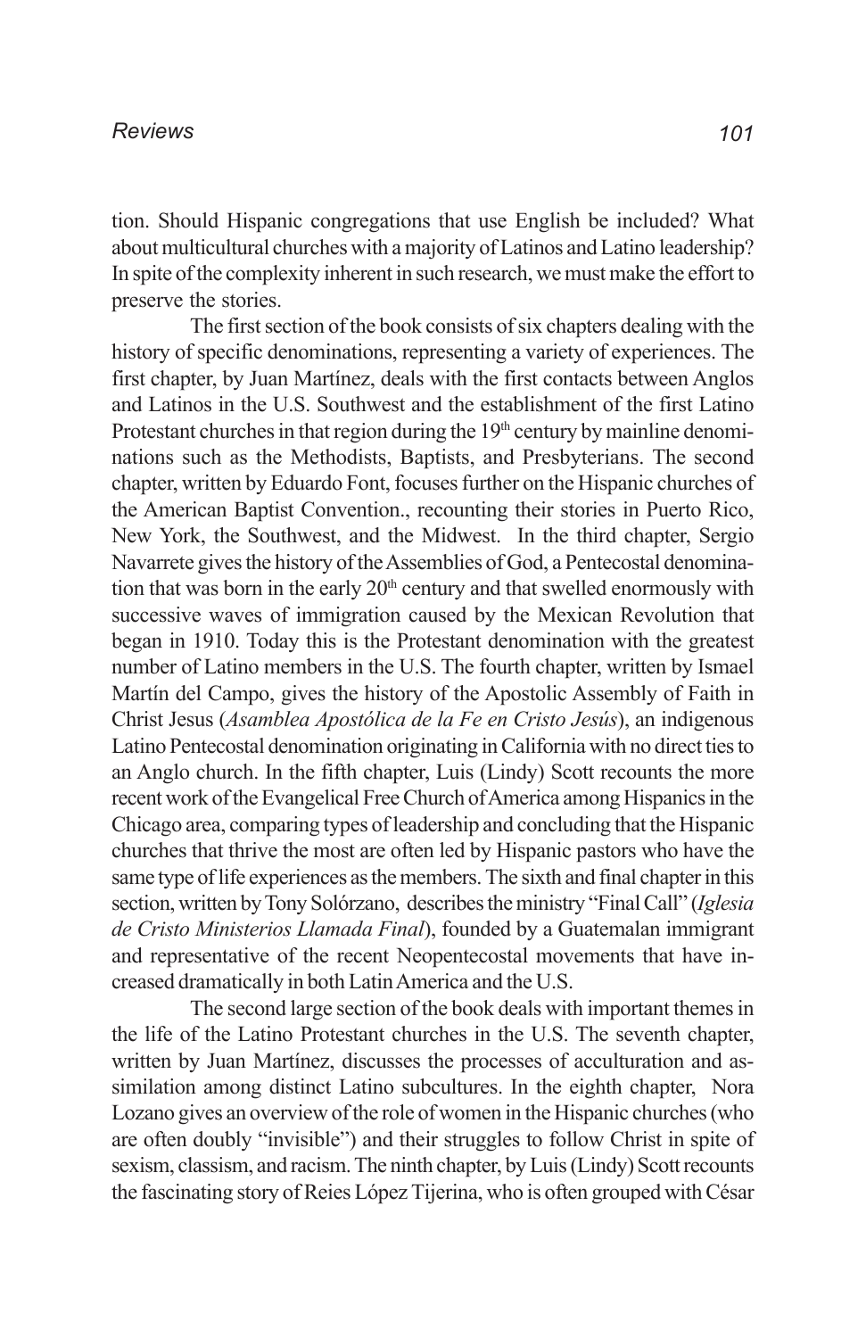tion. Should Hispanic congregations that use English be included? What about multicultural churches with a majority of Latinos and Latino leadership? In spite of the complexity inherent in such research, we must make the effort to preserve the stories.

The first section of the book consists of six chapters dealing with the history of specific denominations, representing a variety of experiences. The first chapter, by Juan Martínez, deals with the first contacts between Anglos and Latinos in the U.S. Southwest and the establishment of the first Latino Protestant churches in that region during the 19th century by mainline denominations such as the Methodists, Baptists, and Presbyterians. The second chapter, written by Eduardo Font, focuses further on the Hispanic churches of the American Baptist Convention., recounting their stories in Puerto Rico, New York, the Southwest, and the Midwest. In the third chapter, Sergio Navarrete gives the history of the Assemblies of God, a Pentecostal denomination that was born in the early 20th century and that swelled enormously with successive waves of immigration caused by the Mexican Revolution that began in 1910. Today this is the Protestant denomination with the greatest number of Latino members in the U.S. The fourth chapter, written by Ismael Martín del Campo, gives the history of the Apostolic Assembly of Faith in Christ Jesus (*Asamblea Apostólica de la Fe en Cristo Jesús*), an indigenous Latino Pentecostal denomination originating in California with no direct ties to an Anglo church. In the fifth chapter, Luis (Lindy) Scott recounts the more recent work of the Evangelical Free Church of America among Hispanics in the Chicago area, comparing types of leadership and concluding that the Hispanic churches that thrive the most are often led by Hispanic pastors who have the same type of life experiences as the members. The sixth and final chapter in this section, written by Tony Solórzano, describes the ministry "Final Call" (*Iglesia de Cristo Ministerios Llamada Final*), founded by a Guatemalan immigrant and representative of the recent Neopentecostal movements that have increased dramatically in both Latin America and the U.S.

The second large section of the book deals with important themes in the life of the Latino Protestant churches in the U.S. The seventh chapter, written by Juan Martínez, discusses the processes of acculturation and assimilation among distinct Latino subcultures. In the eighth chapter, Nora Lozano gives an overview of the role of women in the Hispanic churches (who are often doubly "invisible") and their struggles to follow Christ in spite of sexism, classism, and racism. The ninth chapter, by Luis (Lindy) Scott recounts the fascinating story of Reies López Tijerina, who is often grouped with César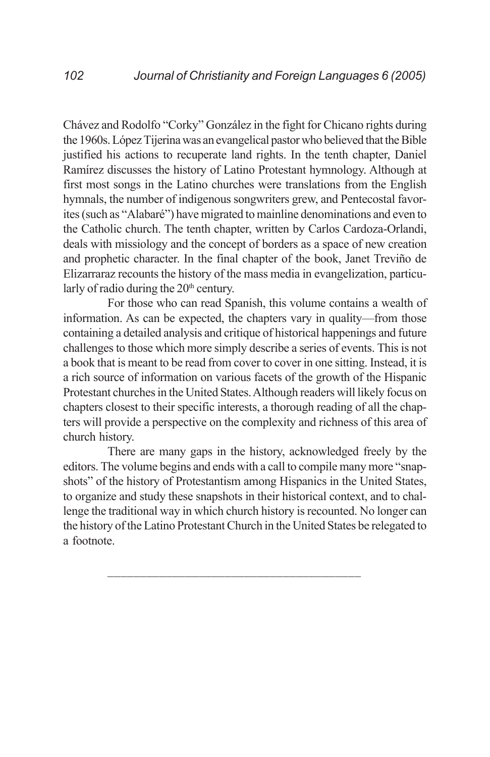Chávez and Rodolfo "Corky" González in the fight for Chicano rights during the 1960s. López Tijerina was an evangelical pastor who believed that the Bible justified his actions to recuperate land rights. In the tenth chapter, Daniel Ramírez discusses the history of Latino Protestant hymnology. Although at first most songs in the Latino churches were translations from the English hymnals, the number of indigenous songwriters grew, and Pentecostal favorites (such as "Alabaré") have migrated to mainline denominations and even to the Catholic church. The tenth chapter, written by Carlos Cardoza-Orlandi, deals with missiology and the concept of borders as a space of new creation and prophetic character. In the final chapter of the book, Janet Treviño de Elizarraraz recounts the history of the mass media in evangelization, particularly of radio during the 20th century.

For those who can read Spanish, this volume contains a wealth of information. As can be expected, the chapters vary in quality—from those containing a detailed analysis and critique of historical happenings and future challenges to those which more simply describe a series of events. This is not a book that is meant to be read from cover to cover in one sitting. Instead, it is a rich source of information on various facets of the growth of the Hispanic Protestant churches in the United States. Although readers will likely focus on chapters closest to their specific interests, a thorough reading of all the chapters will provide a perspective on the complexity and richness of this area of church history.

There are many gaps in the history, acknowledged freely by the editors. The volume begins and ends with a call to compile many more "snapshots" of the history of Protestantism among Hispanics in the United States, to organize and study these snapshots in their historical context, and to challenge the traditional way in which church history is recounted. No longer can the history of the Latino Protestant Church in the United States be relegated to a footnote.

---